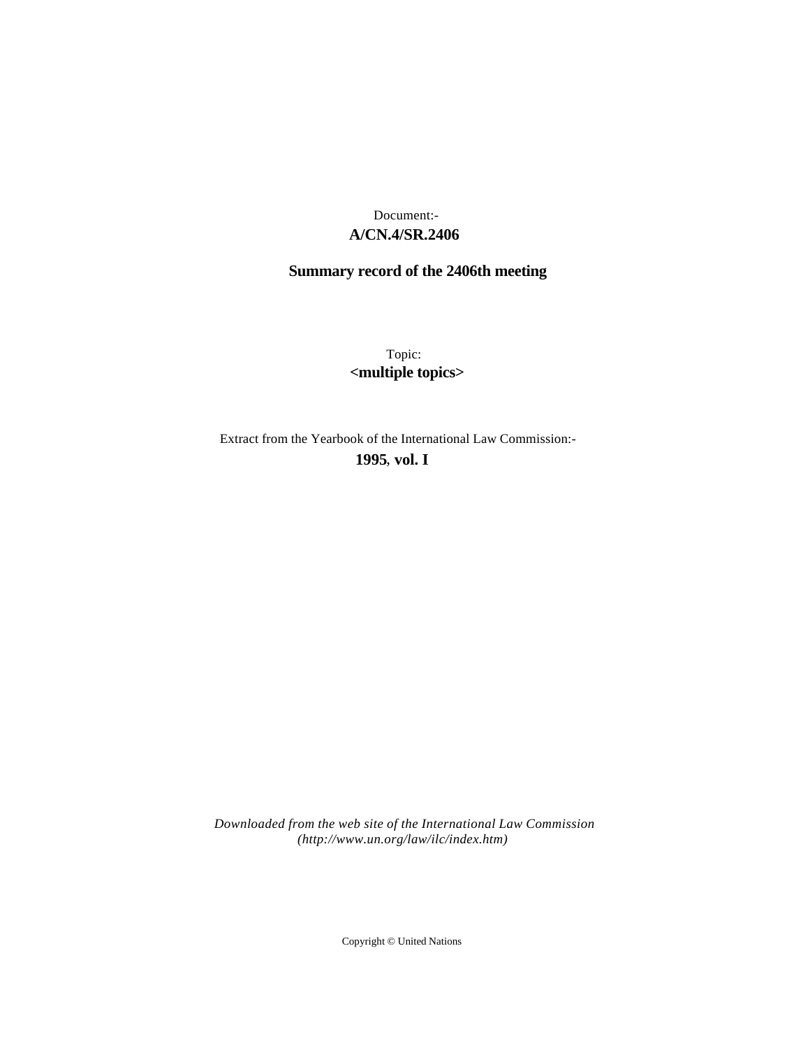Document:-

**A/CN.4/SR.2406**

**Summary record of the 2406th meeting**

Topic:

**<multiple topics>**

Extract from the Yearbook of the International Law Commission:-

**1995, vol. I**

*Downloaded from the web site of the International Law Commission (http://www.un.org/law/ilc/index.htm)*

Copyright © United Nations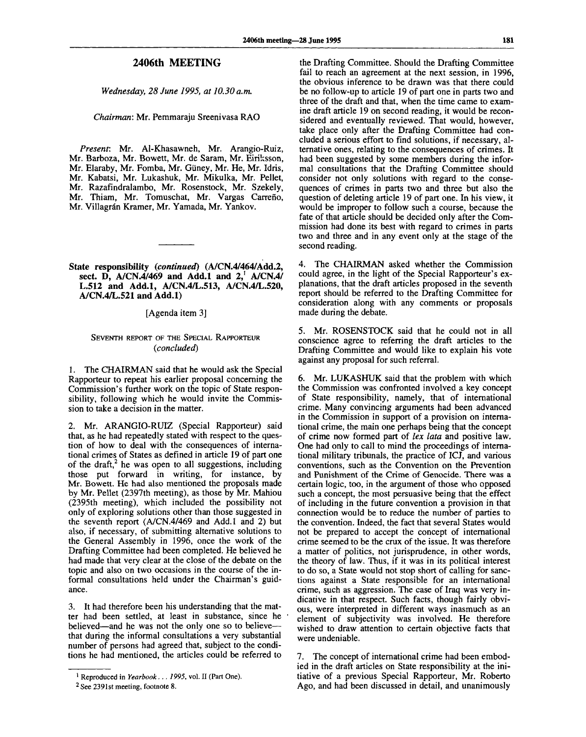## 2406th MEETING

*Wednesday, 28 June 1995, at 10.30 a.m.*

*Chairman*: Mr. Pemmaraju Sreenivasa RAO

*Present*: Mr. Al-Khasawneh, Mr. Arangio-Ruiz, Mr. Barboza, Mr. Bowett, Mr. de Saram, Mr. Eiriksson, Mr. Elaraby, Mr. Fomba, Mr. Güney, Mr. He, Mr. Idris, Mr. Kabatsi, Mr. Lukashuk, Mr. Mikulka, Mr. Pellet, Mr. Razafindralambo, Mr. Rosenstock, Mr. Szekely, Mr. Thiam, Mr. Tomuschat, Mr. Vargas Carreño, Mr. Villagrán Kramer, Mr. Yamada, Mr. Yankov.

---

### State responsibility (*continued*) (A/CN.4/464/Add.2, sect. D, A/CN.4/469 and Add.1 and 2,[1] A/CN.4/L.512 and Add.1, A/CN.4/L.513, A/CN.4/L.520, A/CN.4/L.521 and Add.1)

[Agenda item 3]

#### SEVENTH REPORT OF THE SPECIAL RAPPORTEUR (*concluded*)

1. The CHAIRMAN said that he would ask the Special Rapporteur to repeat his earlier proposal concerning the Commission's further work on the topic of State responsibility, following which he would invite the Commission to take a decision in the matter.

2. Mr. ARANGIO-RUIZ (Special Rapporteur) said that, as he had repeatedly stated with respect to the question of how to deal with the consequences of international crimes of States as defined in article 19 of part one of the draft,[2] he was open to all suggestions, including those put forward in writing, for instance, by Mr. Bowett. He had also mentioned the proposals made by Mr. Pellet (2397th meeting), as those by Mr. Mahiou (2395th meeting), which included the possibility not only of exploring solutions other than those suggested in the seventh report (A/CN.4/469 and Add.1 and 2) but also, if necessary, of submitting alternative solutions to the General Assembly in 1996, once the work of the Drafting Committee had been completed. He believed he had made that very clear at the close of the debate on the topic and also on two occasions in the course of the informal consultations held under the Chairman's guidance.

3. It had therefore been his understanding that the matter had been settled, at least in substance, since he believed—and he was not the only one so to believe—that during the informal consultations a very substantial number of persons had agreed that, subject to the conditions he had mentioned, the articles could be referred to the Drafting Committee. Should the Drafting Committee fail to reach an agreement at the next session, in 1996, the obvious inference to be drawn was that there could be no follow-up to article 19 of part one in parts two and three of the draft and that, when the time came to examine draft article 19 on second reading, it would be reconsidered and eventually reviewed. That would, however, take place only after the Drafting Committee had concluded a serious effort to find solutions, if necessary, alternative ones, relating to the consequences of crimes. It had been suggested by some members during the informal consultations that the Drafting Committee should consider not only solutions with regard to the consequences of crimes in parts two and three but also the question of deleting article 19 of part one. In his view, it would be improper to follow such a course, because the fate of that article should be decided only after the Commission had done its best with regard to crimes in parts two and three and in any event only at the stage of the second reading.

4. The CHAIRMAN asked whether the Commission could agree, in the light of the Special Rapporteur's explanations, that the draft articles proposed in the seventh report should be referred to the Drafting Committee for consideration along with any comments or proposals made during the debate.

5. Mr. ROSENSTOCK said that he could not in all conscience agree to referring the draft articles to the Drafting Committee and would like to explain his vote against any proposal for such referral.

6. Mr. LUKASHUK said that the problem with which the Commission was confronted involved a key concept of State responsibility, namely, that of international crime. Many convincing arguments had been advanced in the Commission in support of a provision on international crime, the main one perhaps being that the concept of crime now formed part of *lex lata* and positive law. One had only to call to mind the proceedings of international military tribunals, the practice of ICJ, and various conventions, such as the Convention on the Prevention and Punishment of the Crime of Genocide. There was a certain logic, too, in the argument of those who opposed such a concept, the most persuasive being that the effect of including in the future convention a provision in that connection would be to reduce the number of parties to the convention. Indeed, the fact that several States would not be prepared to accept the concept of international crime seemed to be the crux of the issue. It was therefore a matter of politics, not jurisprudence, in other words, the theory of law. Thus, if it was in its political interest to do so, a State would not stop short of calling for sanctions against a State responsible for an international crime, such as aggression. The case of Iraq was very indicative in that respect. Such facts, though fairly obvious, were interpreted in different ways inasmuch as an element of subjectivity was involved. He therefore wished to draw attention to certain objective facts that were undeniable.

7. The concept of international crime had been embodied in the draft articles on State responsibility at the initiative of a previous Special Rapporteur, Mr. Roberto Ago, and had been discussed in detail, and unanimously

---

[1] Reproduced in *Yearbook . . . 1995*, vol. II (Part One).

[2] See 2391st meeting, footnote 8.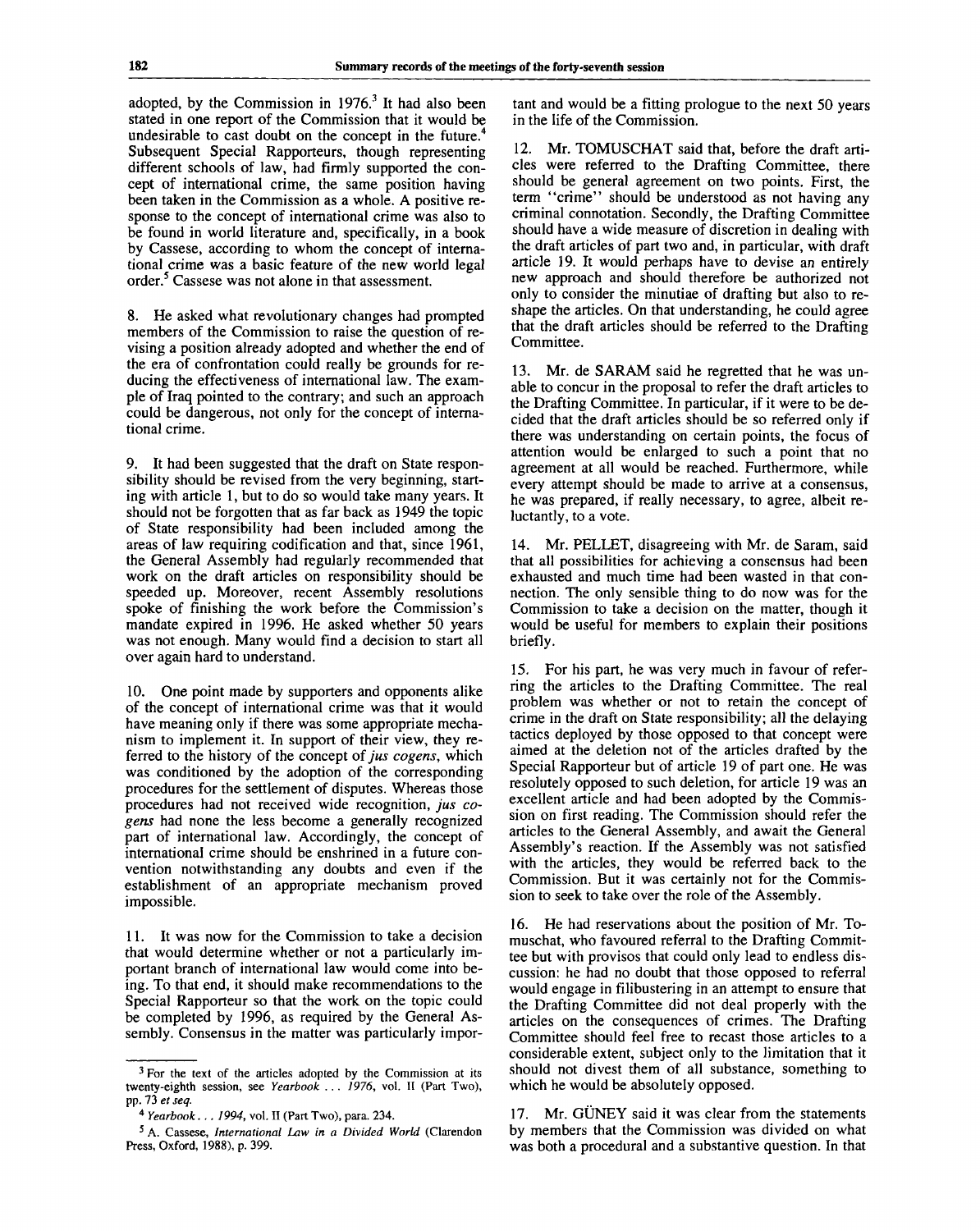adopted, by the Commission in 1976.[3] It had also been stated in one report of the Commission that it would be undesirable to cast doubt on the concept in the future.[4] Subsequent Special Rapporteurs, though representing different schools of law, had firmly supported the concept of international crime, the same position having been taken in the Commission as a whole. A positive response to the concept of international crime was also to be found in world literature and, specifically, in a book by Cassese, according to whom the concept of international crime was a basic feature of the new world legal order.[5] Cassese was not alone in that assessment.

8. He asked what revolutionary changes had prompted members of the Commission to raise the question of revising a position already adopted and whether the end of the era of confrontation could really be grounds for reducing the effectiveness of international law. The example of Iraq pointed to the contrary; and such an approach could be dangerous, not only for the concept of international crime.

9. It had been suggested that the draft on State responsibility should be revised from the very beginning, starting with article 1, but to do so would take many years. It should not be forgotten that as far back as 1949 the topic of State responsibility had been included among the areas of law requiring codification and that, since 1961, the General Assembly had regularly recommended that work on the draft articles on responsibility should be speeded up. Moreover, recent Assembly resolutions spoke of finishing the work before the Commission's mandate expired in 1996. He asked whether 50 years was not enough. Many would find a decision to start all over again hard to understand.

10. One point made by supporters and opponents alike of the concept of international crime was that it would have meaning only if there was some appropriate mechanism to implement it. In support of their view, they referred to the history of the concept of *jus cogens*, which was conditioned by the adoption of the corresponding procedures for the settlement of disputes. Whereas those procedures had not received wide recognition, *jus cogens* had none the less become a generally recognized part of international law. Accordingly, the concept of international crime should be enshrined in a future convention notwithstanding any doubts and even if the establishment of an appropriate mechanism proved impossible.

11. It was now for the Commission to take a decision that would determine whether or not a particularly important branch of international law would come into being. To that end, it should make recommendations to the Special Rapporteur so that the work on the topic could be completed by 1996, as required by the General Assembly. Consensus in the matter was particularly important and would be a fitting prologue to the next 50 years in the life of the Commission.

12. Mr. TOMUSCHAT said that, before the draft articles were referred to the Drafting Committee, there should be general agreement on two points. First, the term "crime" should be understood as not having any criminal connotation. Secondly, the Drafting Committee should have a wide measure of discretion in dealing with the draft articles of part two and, in particular, with draft article 19. It would perhaps have to devise an entirely new approach and should therefore be authorized not only to consider the minutiae of drafting but also to reshape the articles. On that understanding, he could agree that the draft articles should be referred to the Drafting Committee.

13. Mr. de SARAM said he regretted that he was unable to concur in the proposal to refer the draft articles to the Drafting Committee. In particular, if it were to be decided that the draft articles should be so referred only if there was understanding on certain points, the focus of attention would be enlarged to such a point that no agreement at all would be reached. Furthermore, while every attempt should be made to arrive at a consensus, he was prepared, if really necessary, to agree, albeit reluctantly, to a vote.

14. Mr. PELLET, disagreeing with Mr. de Saram, said that all possibilities for achieving a consensus had been exhausted and much time had been wasted in that connection. The only sensible thing to do now was for the Commission to take a decision on the matter, though it would be useful for members to explain their positions briefly.

15. For his part, he was very much in favour of referring the articles to the Drafting Committee. The real problem was whether or not to retain the concept of crime in the draft on State responsibility; all the delaying tactics deployed by those opposed to that concept were aimed at the deletion not of the articles drafted by the Special Rapporteur but of article 19 of part one. He was resolutely opposed to such deletion, for article 19 was an excellent article and had been adopted by the Commission on first reading. The Commission should refer the articles to the General Assembly, and await the General Assembly's reaction. If the Assembly was not satisfied with the articles, they would be referred back to the Commission. But it was certainly not for the Commission to seek to take over the role of the Assembly.

16. He had reservations about the position of Mr. Tomuschat, who favoured referral to the Drafting Committee but with provisos that could only lead to endless discussion: he had no doubt that those opposed to referral would engage in filibustering in an attempt to ensure that the Drafting Committee did not deal properly with the articles on the consequences of crimes. The Drafting Committee should feel free to recast those articles to a considerable extent, subject only to the limitation that it should not divest them of all substance, something to which he would be absolutely opposed.

17. Mr. GÜNEY said it was clear from the statements by members that the Commission was divided on what was both a procedural and a substantive question. In that

---

[3] For the text of the articles adopted by the Commission at its twenty-eighth session, see *Yearbook . . . 1976*, vol. II (Part Two), pp. 73 *et seq.*

[4] *Yearbook . . . 1994*, vol. II (Part Two), para. 234.

[5] A. Cassese, *International Law in a Divided World* (Clarendon Press, Oxford, 1988), p. 399.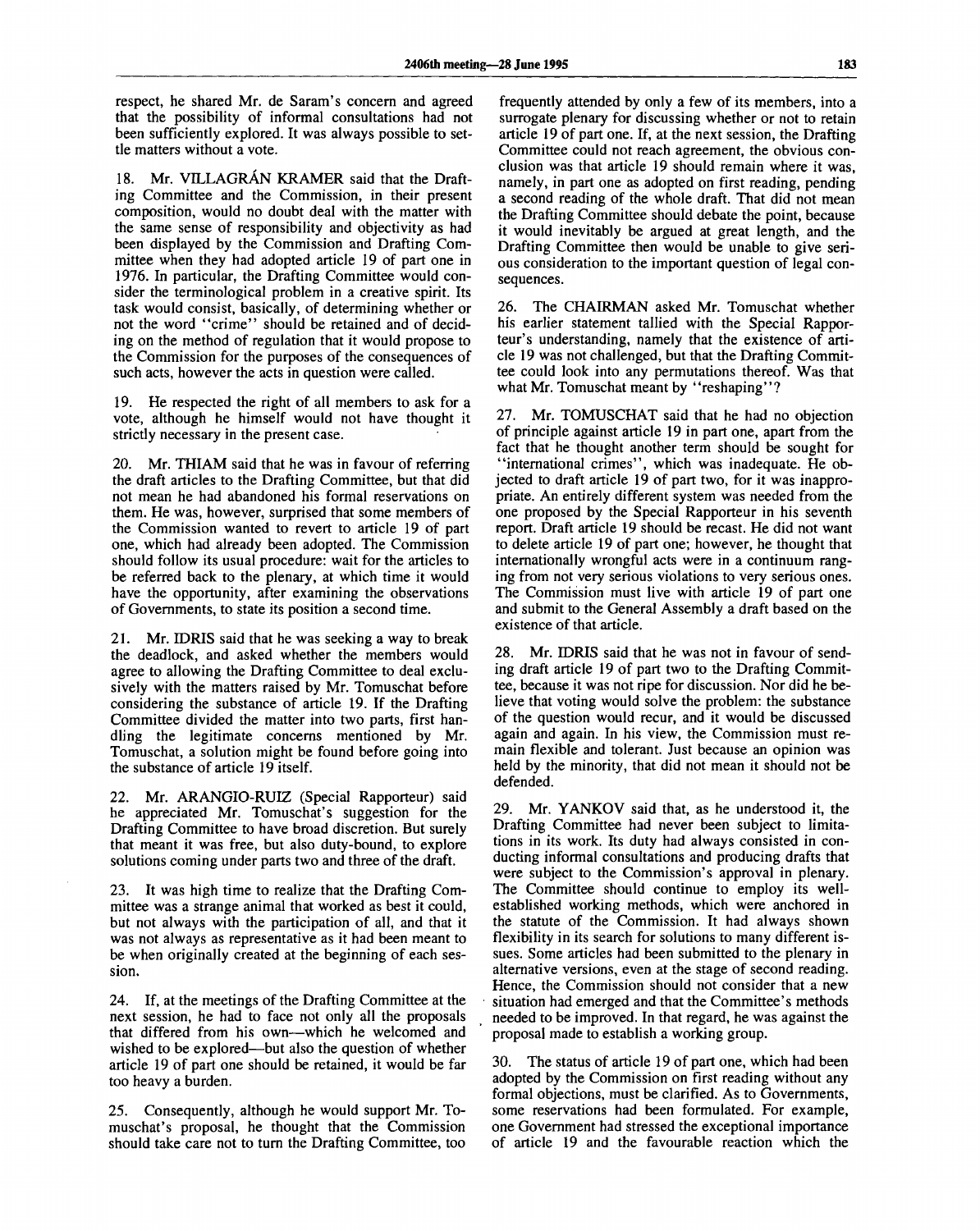respect, he shared Mr. de Saram's concern and agreed that the possibility of informal consultations had not been sufficiently explored. It was always possible to settle matters without a vote.

18. Mr. VILLAGRÁN KRAMER said that the Drafting Committee and the Commission, in their present composition, would no doubt deal with the matter with the same sense of responsibility and objectivity as had been displayed by the Commission and Drafting Committee when they had adopted article 19 of part one in 1976. In particular, the Drafting Committee would consider the terminological problem in a creative spirit. Its task would consist, basically, of determining whether or not the word "crime" should be retained and of deciding on the method of regulation that it would propose to the Commission for the purposes of the consequences of such acts, however the acts in question were called.

19. He respected the right of all members to ask for a vote, although he himself would not have thought it strictly necessary in the present case.

20. Mr. THIAM said that he was in favour of referring the draft articles to the Drafting Committee, but that did not mean he had abandoned his formal reservations on them. He was, however, surprised that some members of the Commission wanted to revert to article 19 of part one, which had already been adopted. The Commission should follow its usual procedure: wait for the articles to be referred back to the plenary, at which time it would have the opportunity, after examining the observations of Governments, to state its position a second time.

21. Mr. IDRIS said that he was seeking a way to break the deadlock, and asked whether the members would agree to allowing the Drafting Committee to deal exclusively with the matters raised by Mr. Tomuschat before considering the substance of article 19. If the Drafting Committee divided the matter into two parts, first handling the legitimate concerns mentioned by Mr. Tomuschat, a solution might be found before going into the substance of article 19 itself.

22. Mr. ARANGIO-RUIZ (Special Rapporteur) said he appreciated Mr. Tomuschat's suggestion for the Drafting Committee to have broad discretion. But surely that meant it was free, but also duty-bound, to explore solutions coming under parts two and three of the draft.

23. It was high time to realize that the Drafting Committee was a strange animal that worked as best it could, but not always with the participation of all, and that it was not always as representative as it had been meant to be when originally created at the beginning of each session.

24. If, at the meetings of the Drafting Committee at the next session, he had to face not only all the proposals that differed from his own—which he welcomed and wished to be explored—but also the question of whether article 19 of part one should be retained, it would be far too heavy a burden.

25. Consequently, although he would support Mr. Tomuschat's proposal, he thought that the Commission should take care not to turn the Drafting Committee, too frequently attended by only a few of its members, into a surrogate plenary for discussing whether or not to retain article 19 of part one. If, at the next session, the Drafting Committee could not reach agreement, the obvious conclusion was that article 19 should remain where it was, namely, in part one as adopted on first reading, pending a second reading of the whole draft. That did not mean the Drafting Committee should debate the point, because it would inevitably be argued at great length, and the Drafting Committee then would be unable to give serious consideration to the important question of legal consequences.

26. The CHAIRMAN asked Mr. Tomuschat whether his earlier statement tallied with the Special Rapporteur's understanding, namely that the existence of article 19 was not challenged, but that the Drafting Committee could look into any permutations thereof. Was that what Mr. Tomuschat meant by "reshaping"?

27. Mr. TOMUSCHAT said that he had no objection of principle against article 19 in part one, apart from the fact that he thought another term should be sought for "international crimes", which was inadequate. He objected to draft article 19 of part two, for it was inappropriate. An entirely different system was needed from the one proposed by the Special Rapporteur in his seventh report. Draft article 19 should be recast. He did not want to delete article 19 of part one; however, he thought that internationally wrongful acts were in a continuum ranging from not very serious violations to very serious ones. The Commission must live with article 19 of part one and submit to the General Assembly a draft based on the existence of that article.

28. Mr. IDRIS said that he was not in favour of sending draft article 19 of part two to the Drafting Committee, because it was not ripe for discussion. Nor did he believe that voting would solve the problem: the substance of the question would recur, and it would be discussed again and again. In his view, the Commission must remain flexible and tolerant. Just because an opinion was held by the minority, that did not mean it should not be defended.

29. Mr. YANKOV said that, as he understood it, the Drafting Committee had never been subject to limitations in its work. Its duty had always consisted in conducting informal consultations and producing drafts that were subject to the Commission's approval in plenary. The Committee should continue to employ its well-established working methods, which were anchored in the statute of the Commission. It had always shown flexibility in its search for solutions to many different issues. Some articles had been submitted to the plenary in alternative versions, even at the stage of second reading. Hence, the Commission should not consider that a new situation had emerged and that the Committee's methods needed to be improved. In that regard, he was against the proposal made to establish a working group.

30. The status of article 19 of part one, which had been adopted by the Commission on first reading without any formal objections, must be clarified. As to Governments, some reservations had been formulated. For example, one Government had stressed the exceptional importance of article 19 and the favourable reaction which the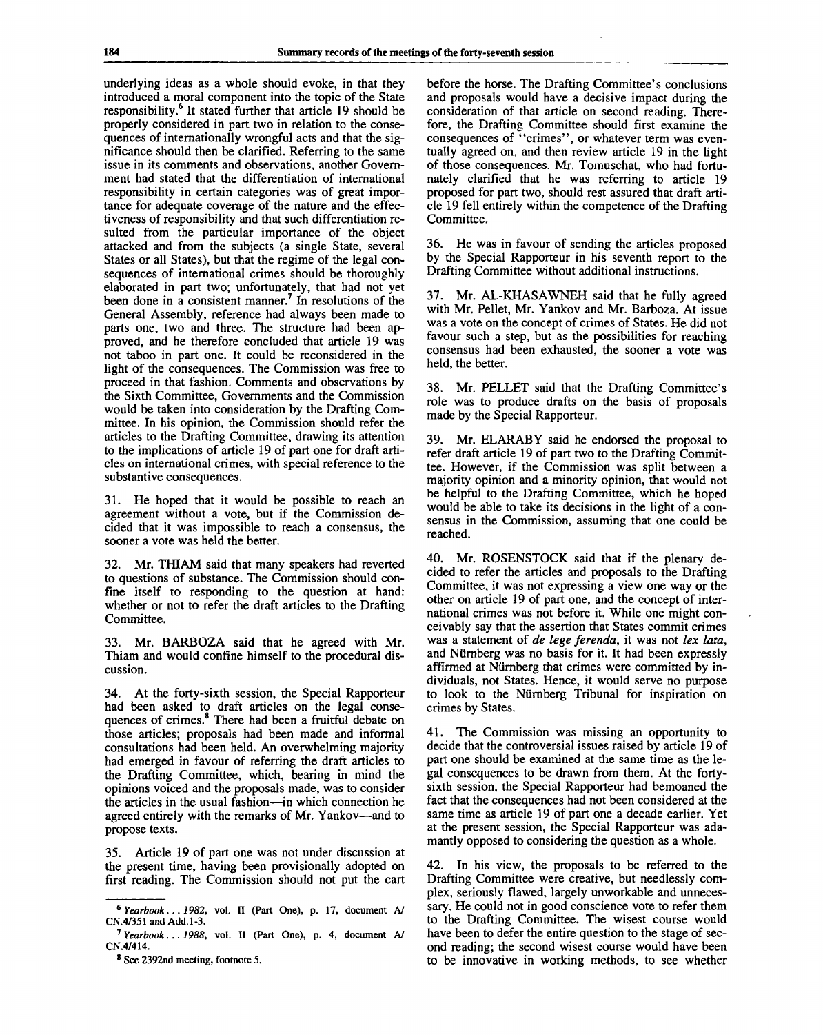underlying ideas as a whole should evoke, in that they introduced a moral component into the topic of the State responsibility.[6] It stated further that article 19 should be properly considered in part two in relation to the consequences of internationally wrongful acts and that the significance should then be clarified. Referring to the same issue in its comments and observations, another Government had stated that the differentiation of international responsibility in certain categories was of great importance for adequate coverage of the nature and the effectiveness of responsibility and that such differentiation resulted from the particular importance of the object attacked and from the subjects (a single State, several States or all States), but that the regime of the legal consequences of international crimes should be thoroughly elaborated in part two; unfortunately, that had not yet been done in a consistent manner.[7] In resolutions of the General Assembly, reference had always been made to parts one, two and three. The structure had been approved, and he therefore concluded that article 19 was not taboo in part one. It could be reconsidered in the light of the consequences. The Commission was free to proceed in that fashion. Comments and observations by the Sixth Committee, Governments and the Commission would be taken into consideration by the Drafting Committee. In his opinion, the Commission should refer the articles to the Drafting Committee, drawing its attention to the implications of article 19 of part one for draft articles on international crimes, with special reference to the substantive consequences.

31. He hoped that it would be possible to reach an agreement without a vote, but if the Commission decided that it was impossible to reach a consensus, the sooner a vote was held the better.

32. Mr. THIAM said that many speakers had reverted to questions of substance. The Commission should confine itself to responding to the question at hand: whether or not to refer the draft articles to the Drafting Committee.

33. Mr. BARBOZA said that he agreed with Mr. Thiam and would confine himself to the procedural discussion.

34. At the forty-sixth session, the Special Rapporteur had been asked to draft articles on the legal consequences of crimes.[8] There had been a fruitful debate on those articles; proposals had been made and informal consultations had been held. An overwhelming majority had emerged in favour of referring the draft articles to the Drafting Committee, which, bearing in mind the opinions voiced and the proposals made, was to consider the articles in the usual fashion—in which connection he agreed entirely with the remarks of Mr. Yankov—and to propose texts.

35. Article 19 of part one was not under discussion at the present time, having been provisionally adopted on first reading. The Commission should not put the cart before the horse. The Drafting Committee's conclusions and proposals would have a decisive impact during the consideration of that article on second reading. Therefore, the Drafting Committee should first examine the consequences of "crimes", or whatever term was eventually agreed on, and then review article 19 in the light of those consequences. Mr. Tomuschat, who had fortunately clarified that he was referring to article 19 proposed for part two, should rest assured that draft article 19 fell entirely within the competence of the Drafting Committee.

36. He was in favour of sending the articles proposed by the Special Rapporteur in his seventh report to the Drafting Committee without additional instructions.

37. Mr. AL-KHASAWNEH said that he fully agreed with Mr. Pellet, Mr. Yankov and Mr. Barboza. At issue was a vote on the concept of crimes of States. He did not favour such a step, but as the possibilities for reaching consensus had been exhausted, the sooner a vote was held, the better.

38. Mr. PELLET said that the Drafting Committee's role was to produce drafts on the basis of proposals made by the Special Rapporteur.

39. Mr. ELARABY said he endorsed the proposal to refer draft article 19 of part two to the Drafting Committee. However, if the Commission was split between a majority opinion and a minority opinion, that would not be helpful to the Drafting Committee, which he hoped would be able to take its decisions in the light of a consensus in the Commission, assuming that one could be reached.

40. Mr. ROSENSTOCK said that if the plenary decided to refer the articles and proposals to the Drafting Committee, it was not expressing a view one way or the other on article 19 of part one, and the concept of international crimes was not before it. While one might conceivably say that the assertion that States commit crimes was a statement of *de lege ferenda*, it was not *lex lata*, and Nürnberg was no basis for it. It had been expressly affirmed at Nürnberg that crimes were committed by individuals, not States. Hence, it would serve no purpose to look to the Nürnberg Tribunal for inspiration on crimes by States.

41. The Commission was missing an opportunity to decide that the controversial issues raised by article 19 of part one should be examined at the same time as the legal consequences to be drawn from them. At the forty-sixth session, the Special Rapporteur had bemoaned the fact that the consequences had not been considered at the same time as article 19 of part one a decade earlier. Yet at the present session, the Special Rapporteur was adamantly opposed to considering the question as a whole.

42. In his view, the proposals to be referred to the Drafting Committee were creative, but needlessly complex, seriously flawed, largely unworkable and unnecessary. He could not in good conscience vote to refer them to the Drafting Committee. The wisest course would have been to defer the entire question to the stage of second reading; the second wisest course would have been to be innovative in working methods, to see whether

---

[6] *Yearbook . . . 1982*, vol. II (Part One), p. 17, document A/CN.4/351 and Add.1-3.

[7] *Yearbook . . . 1988*, vol. II (Part One), p. 4, document A/CN.4/414.

[8] See 2392nd meeting, footnote 5.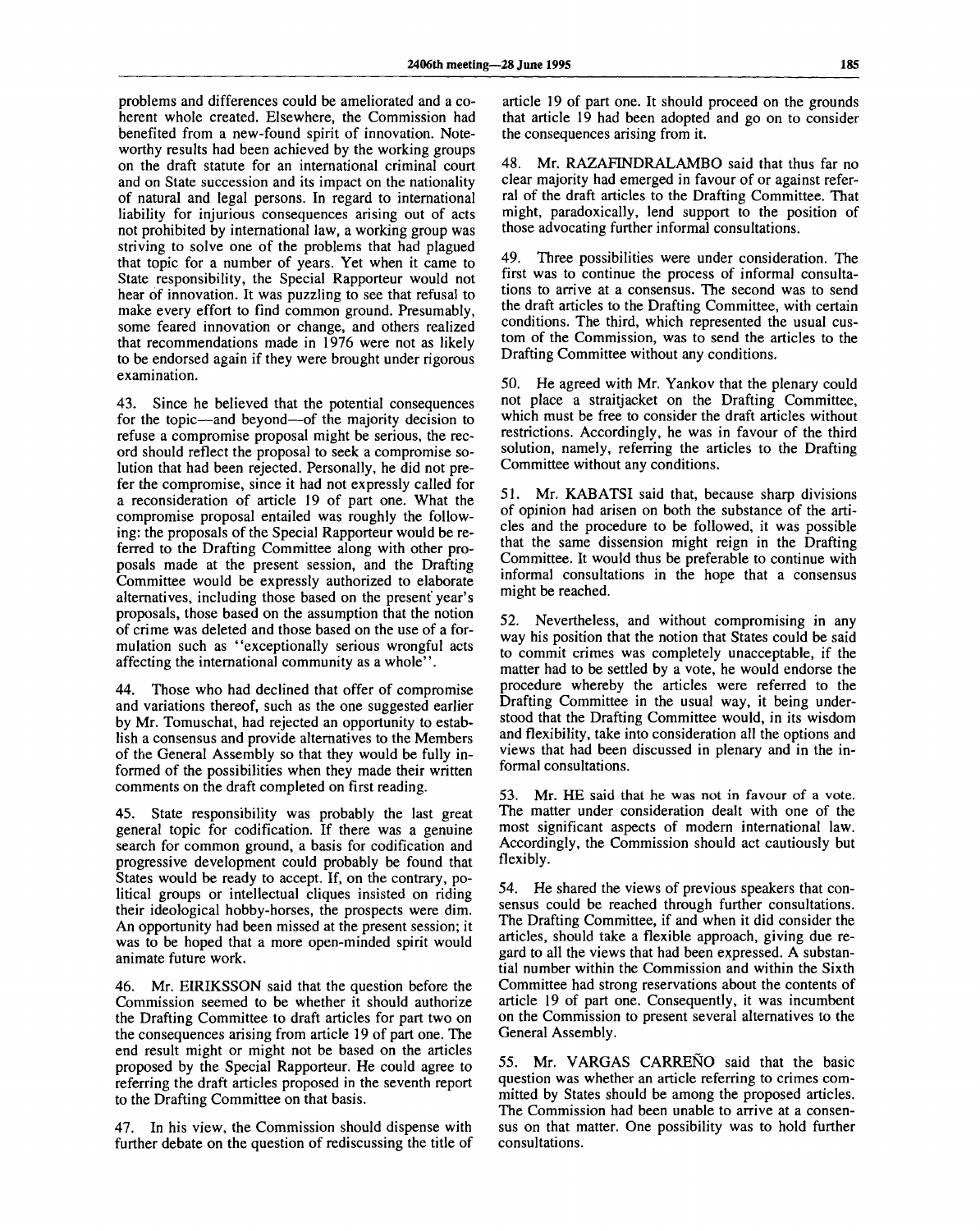problems and differences could be ameliorated and a coherent whole created. Elsewhere, the Commission had benefited from a new-found spirit of innovation. Noteworthy results had been achieved by the working groups on the draft statute for an international criminal court and on State succession and its impact on the nationality of natural and legal persons. In regard to international liability for injurious consequences arising out of acts not prohibited by international law, a working group was striving to solve one of the problems that had plagued that topic for a number of years. Yet when it came to State responsibility, the Special Rapporteur would not hear of innovation. It was puzzling to see that refusal to make every effort to find common ground. Presumably, some feared innovation or change, and others realized that recommendations made in 1976 were not as likely to be endorsed again if they were brought under rigorous examination.

43. Since he believed that the potential consequences for the topic—and beyond—of the majority decision to refuse a compromise proposal might be serious, the record should reflect the proposal to seek a compromise solution that had been rejected. Personally, he did not prefer the compromise, since it had not expressly called for a reconsideration of article 19 of part one. What the compromise proposal entailed was roughly the following: the proposals of the Special Rapporteur would be referred to the Drafting Committee along with other proposals made at the present session, and the Drafting Committee would be expressly authorized to elaborate alternatives, including those based on the present year's proposals, those based on the assumption that the notion of crime was deleted and those based on the use of a formulation such as "exceptionally serious wrongful acts affecting the international community as a whole".

44. Those who had declined that offer of compromise and variations thereof, such as the one suggested earlier by Mr. Tomuschat, had rejected an opportunity to establish a consensus and provide alternatives to the Members of the General Assembly so that they would be fully informed of the possibilities when they made their written comments on the draft completed on first reading.

45. State responsibility was probably the last great general topic for codification. If there was a genuine search for common ground, a basis for codification and progressive development could probably be found that States would be ready to accept. If, on the contrary, political groups or intellectual cliques insisted on riding their ideological hobby-horses, the prospects were dim. An opportunity had been missed at the present session; it was to be hoped that a more open-minded spirit would animate future work.

46. Mr. EIRIKSSON said that the question before the Commission seemed to be whether it should authorize the Drafting Committee to draft articles for part two on the consequences arising from article 19 of part one. The end result might or might not be based on the articles proposed by the Special Rapporteur. He could agree to referring the draft articles proposed in the seventh report to the Drafting Committee on that basis.

47. In his view, the Commission should dispense with further debate on the question of rediscussing the title of article 19 of part one. It should proceed on the grounds that article 19 had been adopted and go on to consider the consequences arising from it.

48. Mr. RAZAFINDRALAMBO said that thus far no clear majority had emerged in favour of or against referral of the draft articles to the Drafting Committee. That might, paradoxically, lend support to the position of those advocating further informal consultations.

49. Three possibilities were under consideration. The first was to continue the process of informal consultations to arrive at a consensus. The second was to send the draft articles to the Drafting Committee, with certain conditions. The third, which represented the usual custom of the Commission, was to send the articles to the Drafting Committee without any conditions.

50. He agreed with Mr. Yankov that the plenary could not place a straitjacket on the Drafting Committee, which must be free to consider the draft articles without restrictions. Accordingly, he was in favour of the third solution, namely, referring the articles to the Drafting Committee without any conditions.

51. Mr. KABATSI said that, because sharp divisions of opinion had arisen on both the substance of the articles and the procedure to be followed, it was possible that the same dissension might reign in the Drafting Committee. It would thus be preferable to continue with informal consultations in the hope that a consensus might be reached.

52. Nevertheless, and without compromising in any way his position that the notion that States could be said to commit crimes was completely unacceptable, if the matter had to be settled by a vote, he would endorse the procedure whereby the articles were referred to the Drafting Committee in the usual way, it being understood that the Drafting Committee would, in its wisdom and flexibility, take into consideration all the options and views that had been discussed in plenary and in the informal consultations.

53. Mr. HE said that he was not in favour of a vote. The matter under consideration dealt with one of the most significant aspects of modern international law. Accordingly, the Commission should act cautiously but flexibly.

54. He shared the views of previous speakers that consensus could be reached through further consultations. The Drafting Committee, if and when it did consider the articles, should take a flexible approach, giving due regard to all the views that had been expressed. A substantial number within the Commission and within the Sixth Committee had strong reservations about the contents of article 19 of part one. Consequently, it was incumbent on the Commission to present several alternatives to the General Assembly.

55. Mr. VARGAS CARREÑO said that the basic question was whether an article referring to crimes committed by States should be among the proposed articles. The Commission had been unable to arrive at a consensus on that matter. One possibility was to hold further consultations.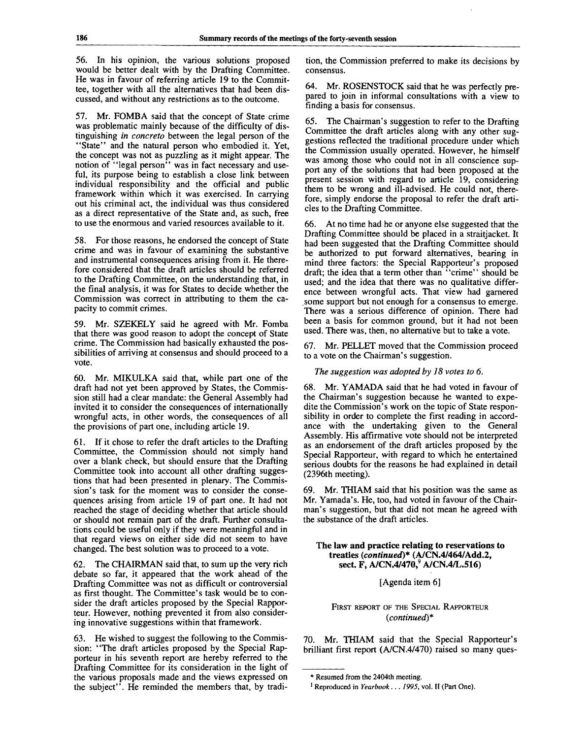56. In his opinion, the various solutions proposed would be better dealt with by the Drafting Committee. He was in favour of referring article 19 to the Committee, together with all the alternatives that had been discussed, and without any restrictions as to the outcome.

57. Mr. FOMBA said that the concept of State crime was problematic mainly because of the difficulty of distinguishing *in concreto* between the legal person of the "State" and the natural person who embodied it. Yet, the concept was not as puzzling as it might appear. The notion of "legal person" was in fact necessary and useful, its purpose being to establish a close link between individual responsibility and the official and public framework within which it was exercised. In carrying out his criminal act, the individual was thus considered as a direct representative of the State and, as such, free to use the enormous and varied resources available to it.

58. For those reasons, he endorsed the concept of State crime and was in favour of examining the substantive and instrumental consequences arising from it. He therefore considered that the draft articles should be referred to the Drafting Committee, on the understanding that, in the final analysis, it was for States to decide whether the Commission was correct in attributing to them the capacity to commit crimes.

59. Mr. SZEKELY said he agreed with Mr. Fomba that there was good reason to adopt the concept of State crime. The Commission had basically exhausted the possibilities of arriving at consensus and should proceed to a vote.

60. Mr. MIKULKA said that, while part one of the draft had not yet been approved by States, the Commission still had a clear mandate: the General Assembly had invited it to consider the consequences of internationally wrongful acts, in other words, the consequences of all the provisions of part one, including article 19.

61. If it chose to refer the draft articles to the Drafting Committee, the Commission should not simply hand over a blank check, but should ensure that the Drafting Committee took into account all other drafting suggestions that had been presented in plenary. The Commission's task for the moment was to consider the consequences arising from article 19 of part one. It had not reached the stage of deciding whether that article should or should not remain part of the draft. Further consultations could be useful only if they were meaningful and in that regard views on either side did not seem to have changed. The best solution was to proceed to a vote.

62. The CHAIRMAN said that, to sum up the very rich debate so far, it appeared that the work ahead of the Drafting Committee was not as difficult or controversial as first thought. The Committee's task would be to consider the draft articles proposed by the Special Rapporteur. However, nothing prevented it from also considering innovative suggestions within that framework.

63. He wished to suggest the following to the Commission: "The draft articles proposed by the Special Rapporteur in his seventh report are hereby referred to the Drafting Committee for its consideration in the light of the various proposals made and the views expressed on the subject". He reminded the members that, by tradition, the Commission preferred to make its decisions by consensus.

64. Mr. ROSENSTOCK said that he was perfectly prepared to join in informal consultations with a view to finding a basis for consensus.

65. The Chairman's suggestion to refer to the Drafting Committee the draft articles along with any other suggestions reflected the traditional procedure under which the Commission usually operated. However, he himself was among those who could not in all conscience support any of the solutions that had been proposed at the present session with regard to article 19, considering them to be wrong and ill-advised. He could not, therefore, simply endorse the proposal to refer the draft articles to the Drafting Committee.

66. At no time had he or anyone else suggested that the Drafting Committee should be placed in a straitjacket. It had been suggested that the Drafting Committee should be authorized to put forward alternatives, bearing in mind three factors: the Special Rapporteur's proposed draft; the idea that a term other than "crime" should be used; and the idea that there was no qualitative difference between wrongful acts. That view had garnered some support but not enough for a consensus to emerge. There was a serious difference of opinion. There had been a basis for common ground, but it had not been used. There was, then, no alternative but to take a vote.

67. Mr. PELLET moved that the Commission proceed to a vote on the Chairman's suggestion.

*The suggestion was adopted by 18 votes to 6.*

68. Mr. YAMADA said that he had voted in favour of the Chairman's suggestion because he wanted to expedite the Commission's work on the topic of State responsibility in order to complete the first reading in accordance with the undertaking given to the General Assembly. His affirmative vote should not be interpreted as an endorsement of the draft articles proposed by the Special Rapporteur, with regard to which he entertained serious doubts for the reasons he had explained in detail (2396th meeting).

69. Mr. THIAM said that his position was the same as Mr. Yamada's. He, too, had voted in favour of the Chairman's suggestion, but that did not mean he agreed with the substance of the draft articles.

### The law and practice relating to reservations to treaties (*continued*)* (A/CN.4/464/Add.2, sect. F, A/CN.4/470,[9] A/CN.4/L.516)

[Agenda item 6]

FIRST REPORT OF THE SPECIAL RAPPORTEUR (*continued*)*

70. Mr. THIAM said that the Special Rapporteur's brilliant first report (A/CN.4/470) raised so many ques-

---

* Resumed from the 2404th meeting.

[9] Reproduced in *Yearbook . . . 1995*, vol. II (Part One).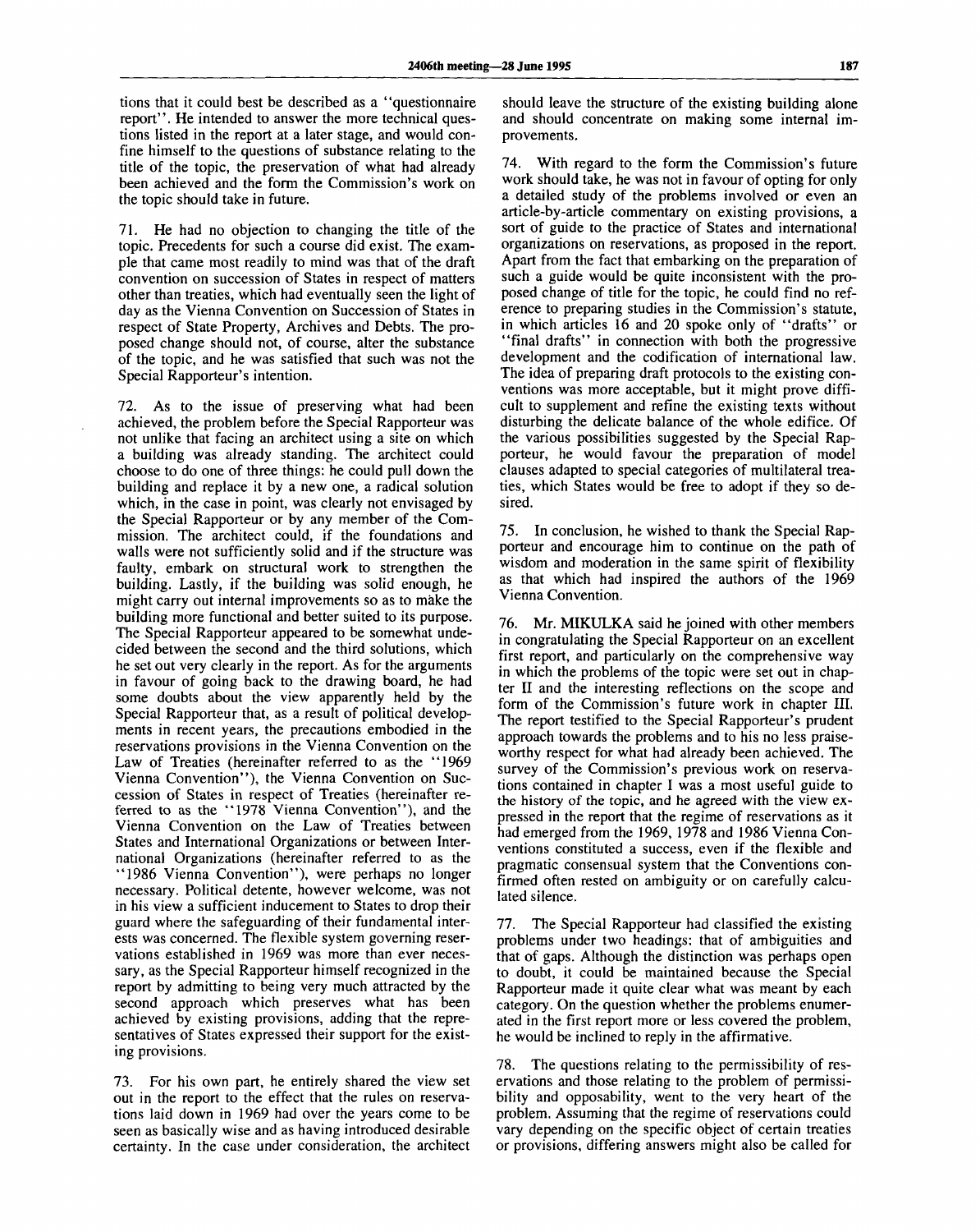tions that it could best be described as a "questionnaire report". He intended to answer the more technical questions listed in the report at a later stage, and would confine himself to the questions of substance relating to the title of the topic, the preservation of what had already been achieved and the form the Commission's work on the topic should take in future.

71. He had no objection to changing the title of the topic. Precedents for such a course did exist. The example that came most readily to mind was that of the draft convention on succession of States in respect of matters other than treaties, which had eventually seen the light of day as the Vienna Convention on Succession of States in respect of State Property, Archives and Debts. The proposed change should not, of course, alter the substance of the topic, and he was satisfied that such was not the Special Rapporteur's intention.

72. As to the issue of preserving what had been achieved, the problem before the Special Rapporteur was not unlike that facing an architect using a site on which a building was already standing. The architect could choose to do one of three things: he could pull down the building and replace it by a new one, a radical solution which, in the case in point, was clearly not envisaged by the Special Rapporteur or by any member of the Commission. The architect could, if the foundations and walls were not sufficiently solid and if the structure was faulty, embark on structural work to strengthen the building. Lastly, if the building was solid enough, he might carry out internal improvements so as to make the building more functional and better suited to its purpose. The Special Rapporteur appeared to be somewhat undecided between the second and the third solutions, which he set out very clearly in the report. As for the arguments in favour of going back to the drawing board, he had some doubts about the view apparently held by the Special Rapporteur that, as a result of political developments in recent years, the precautions embodied in the reservations provisions in the Vienna Convention on the Law of Treaties (hereinafter referred to as the "1969 Vienna Convention"), the Vienna Convention on Succession of States in respect of Treaties (hereinafter referred to as the "1978 Vienna Convention"), and the Vienna Convention on the Law of Treaties between States and International Organizations or between International Organizations (hereinafter referred to as the "1986 Vienna Convention"), were perhaps no longer necessary. Political detente, however welcome, was not in his view a sufficient inducement to States to drop their guard where the safeguarding of their fundamental interests was concerned. The flexible system governing reservations established in 1969 was more than ever necessary, as the Special Rapporteur himself recognized in the report by admitting to being very much attracted by the second approach which preserves what has been achieved by existing provisions, adding that the representatives of States expressed their support for the existing provisions.

73. For his own part, he entirely shared the view set out in the report to the effect that the rules on reservations laid down in 1969 had over the years come to be seen as basically wise and as having introduced desirable certainty. In the case under consideration, the architect should leave the structure of the existing building alone and should concentrate on making some internal improvements.

74. With regard to the form the Commission's future work should take, he was not in favour of opting for only a detailed study of the problems involved or even an article-by-article commentary on existing provisions, a sort of guide to the practice of States and international organizations on reservations, as proposed in the report. Apart from the fact that embarking on the preparation of such a guide would be quite inconsistent with the proposed change of title for the topic, he could find no reference to preparing studies in the Commission's statute, in which articles 16 and 20 spoke only of "drafts" or "final drafts" in connection with both the progressive development and the codification of international law. The idea of preparing draft protocols to the existing conventions was more acceptable, but it might prove difficult to supplement and refine the existing texts without disturbing the delicate balance of the whole edifice. Of the various possibilities suggested by the Special Rapporteur, he would favour the preparation of model clauses adapted to special categories of multilateral treaties, which States would be free to adopt if they so desired.

75. In conclusion, he wished to thank the Special Rapporteur and encourage him to continue on the path of wisdom and moderation in the same spirit of flexibility as that which had inspired the authors of the 1969 Vienna Convention.

76. Mr. MIKULKA said he joined with other members in congratulating the Special Rapporteur on an excellent first report, and particularly on the comprehensive way in which the problems of the topic were set out in chapter II and the interesting reflections on the scope and form of the Commission's future work in chapter III. The report testified to the Special Rapporteur's prudent approach towards the problems and to his no less praiseworthy respect for what had already been achieved. The survey of the Commission's previous work on reservations contained in chapter I was a most useful guide to the history of the topic, and he agreed with the view expressed in the report that the regime of reservations as it had emerged from the 1969, 1978 and 1986 Vienna Conventions constituted a success, even if the flexible and pragmatic consensual system that the Conventions confirmed often rested on ambiguity or on carefully calculated silence.

77. The Special Rapporteur had classified the existing problems under two headings: that of ambiguities and that of gaps. Although the distinction was perhaps open to doubt, it could be maintained because the Special Rapporteur made it quite clear what was meant by each category. On the question whether the problems enumerated in the first report more or less covered the problem, he would be inclined to reply in the affirmative.

78. The questions relating to the permissibility of reservations and those relating to the problem of permissibility and opposability, went to the very heart of the problem. Assuming that the regime of reservations could vary depending on the specific object of certain treaties or provisions, differing answers might also be called for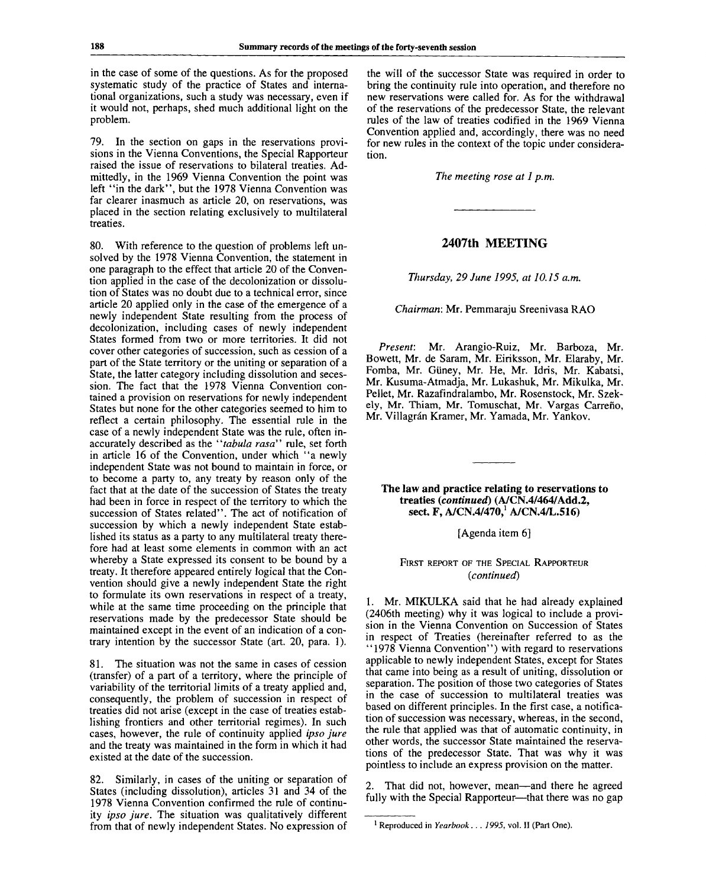in the case of some of the questions. As for the proposed systematic study of the practice of States and international organizations, such a study was necessary, even if it would not, perhaps, shed much additional light on the problem.

79. In the section on gaps in the reservations provisions in the Vienna Conventions, the Special Rapporteur raised the issue of reservations to bilateral treaties. Admittedly, in the 1969 Vienna Convention the point was left "in the dark", but the 1978 Vienna Convention was far clearer inasmuch as article 20, on reservations, was placed in the section relating exclusively to multilateral treaties.

80. With reference to the question of problems left unsolved by the 1978 Vienna Convention, the statement in one paragraph to the effect that article 20 of the Convention applied in the case of the decolonization or dissolution of States was no doubt due to a technical error, since article 20 applied only in the case of the emergence of a newly independent State resulting from the process of decolonization, including cases of newly independent States formed from two or more territories. It did not cover other categories of succession, such as cession of a part of the State territory or the uniting or separation of a State, the latter category including dissolution and secession. The fact that the 1978 Vienna Convention contained a provision on reservations for newly independent States but none for the other categories seemed to him to reflect a certain philosophy. The essential rule in the case of a newly independent State was the rule, often inaccurately described as the "*tabula rasa*" rule, set forth in article 16 of the Convention, under which "a newly independent State was not bound to maintain in force, or to become a party to, any treaty by reason only of the fact that at the date of the succession of States the treaty had been in force in respect of the territory to which the succession of States related". The act of notification of succession by which a newly independent State established its status as a party to any multilateral treaty therefore had at least some elements in common with an act whereby a State expressed its consent to be bound by a treaty. It therefore appeared entirely logical that the Convention should give a newly independent State the right to formulate its own reservations in respect of a treaty, while at the same time proceeding on the principle that reservations made by the predecessor State should be maintained except in the event of an indication of a contrary intention by the successor State (art. 20, para. 1).

81. The situation was not the same in cases of cession (transfer) of a part of a territory, where the principle of variability of the territorial limits of a treaty applied and, consequently, the problem of succession in respect of treaties did not arise (except in the case of treaties establishing frontiers and other territorial regimes). In such cases, however, the rule of continuity applied *ipso jure* and the treaty was maintained in the form in which it had existed at the date of the succession.

82. Similarly, in cases of the uniting or separation of States (including dissolution), articles 31 and 34 of the 1978 Vienna Convention confirmed the rule of continuity *ipso jure*. The situation was qualitatively different from that of newly independent States. No expression of the will of the successor State was required in order to bring the continuity rule into operation, and therefore no new reservations were called for. As for the withdrawal of the reservations of the predecessor State, the relevant rules of the law of treaties codified in the 1969 Vienna Convention applied and, accordingly, there was no need for new rules in the context of the topic under consideration.

*The meeting rose at 1 p.m.*

---

## 2407th MEETING

*Thursday, 29 June 1995, at 10.15 a.m.*

*Chairman*: Mr. Pemmaraju Sreenivasa RAO

*Present*: Mr. Arangio-Ruiz, Mr. Barboza, Mr. Bowett, Mr. de Saram, Mr. Eiriksson, Mr. Elaraby, Mr. Fomba, Mr. Güney, Mr. He, Mr. Idris, Mr. Kabatsi, Mr. Kusuma-Atmadja, Mr. Lukashuk, Mr. Mikulka, Mr. Pellet, Mr. Razafindralambo, Mr. Rosenstock, Mr. Szekely, Mr. Thiam, Mr. Tomuschat, Mr. Vargas Carreño, Mr. Villagrán Kramer, Mr. Yamada, Mr. Yankov.

---

### The law and practice relating to reservations to treaties (*continued*) (A/CN.4/464/Add.2, sect. F, A/CN.4/470,[1] A/CN.4/L.516)

[Agenda item 6]

#### FIRST REPORT OF THE SPECIAL RAPPORTEUR (*continued*)

1. Mr. MIKULKA said that he had already explained (2406th meeting) why it was logical to include a provision in the Vienna Convention on Succession of States in respect of Treaties (hereinafter referred to as the "1978 Vienna Convention") with regard to reservations applicable to newly independent States, except for States that came into being as a result of uniting, dissolution or separation. The position of those two categories of States in the case of succession to multilateral treaties was based on different principles. In the first case, a notification of succession was necessary, whereas, in the second, the rule that applied was that of automatic continuity, in other words, the successor State maintained the reservations of the predecessor State. That was why it was pointless to include an express provision on the matter.

2. That did not, however, mean—and there he agreed fully with the Special Rapporteur—that there was no gap

---

[1] Reproduced in *Yearbook . . . 1995*, vol. II (Part One).